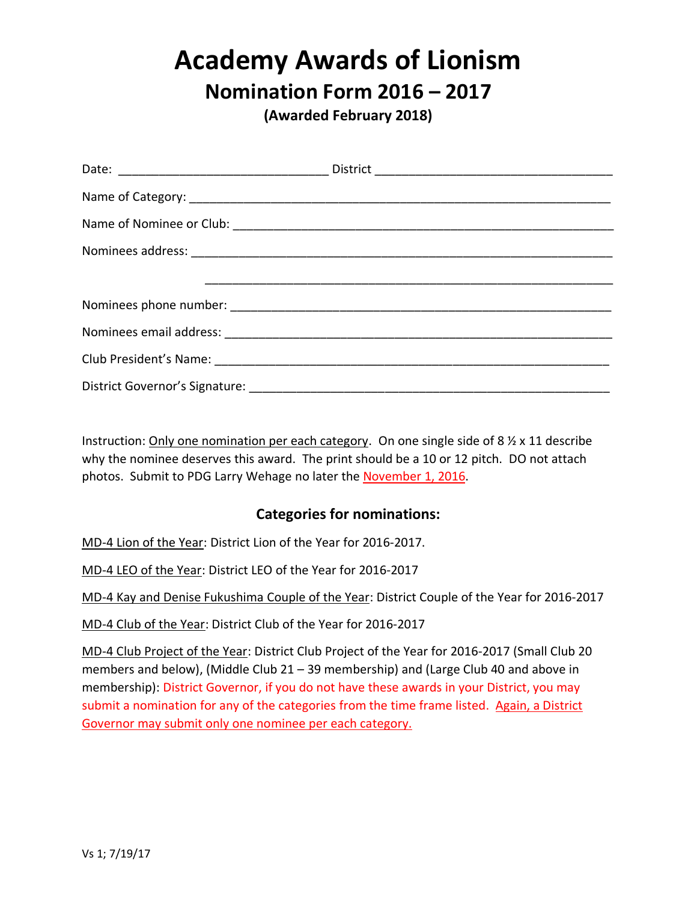# Academy Awards of Lionism

## Nomination Form 2016 – 2017

**(Awarded February 2018)**

Date: ______________________________ District __________________________________

Name of Category: ____________________________________________________________

Name of Nominee or Club: _____________________________________________________

Nominees address: ____________________________________________________________

______________________________________________________________

Nominees phone number: _______________________________________________________

Nominees email address: ______________________________________________________

Club President's Name: _______________________________________________________

District Governor's Signature: ________________________________________________

Instruction: Only one nomination per each category. On one single side of 8 ½ x 11 describe why the nominee deserves this award. The print should be a 10 or 12 pitch. DO not attach photos. Submit to PDG Larry Wehage no later the November 1, 2016.

### Categories for nominations:

MD-4 Lion of the Year: District Lion of the Year for 2016-2017.

MD-4 LEO of the Year: District LEO of the Year for 2016-2017

MD-4 Kay and Denise Fukushima Couple of the Year: District Couple of the Year for 2016-2017

MD-4 Club of the Year: District Club of the Year for 2016-2017

MD-4 Club Project of the Year: District Club Project of the Year for 2016-2017 (Small Club 20 members and below), (Middle Club 21 – 39 membership) and (Large Club 40 and above in membership): District Governor, if you do not have these awards in your District, you may submit a nomination for any of the categories from the time frame listed. Again, a District Governor may submit only one nominee per each category.

Vs 1; 7/19/17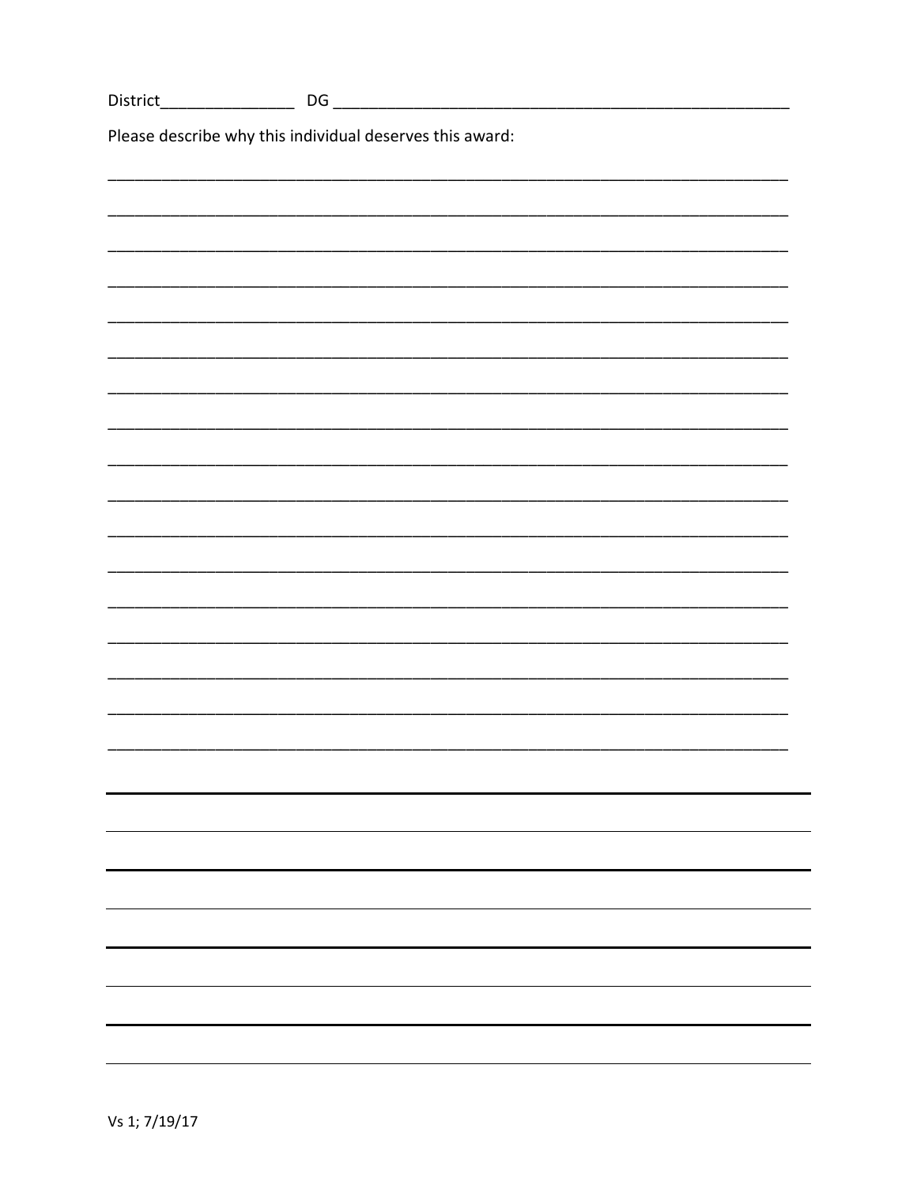District_______________ DG ___________________________________________________

Please describe why this individual deserves this award:

_______________________________________________________________________________

_______________________________________________________________________________

_______________________________________________________________________________

_______________________________________________________________________________

_______________________________________________________________________________

_______________________________________________________________________________

_______________________________________________________________________________

_______________________________________________________________________________

_______________________________________________________________________________

_______________________________________________________________________________

_______________________________________________________________________________

_______________________________________________________________________________

_______________________________________________________________________________

_______________________________________________________________________________

_______________________________________________________________________________

_______________________________________________________________________________

_______________________________________________________________________________

Vs 1; 7/19/17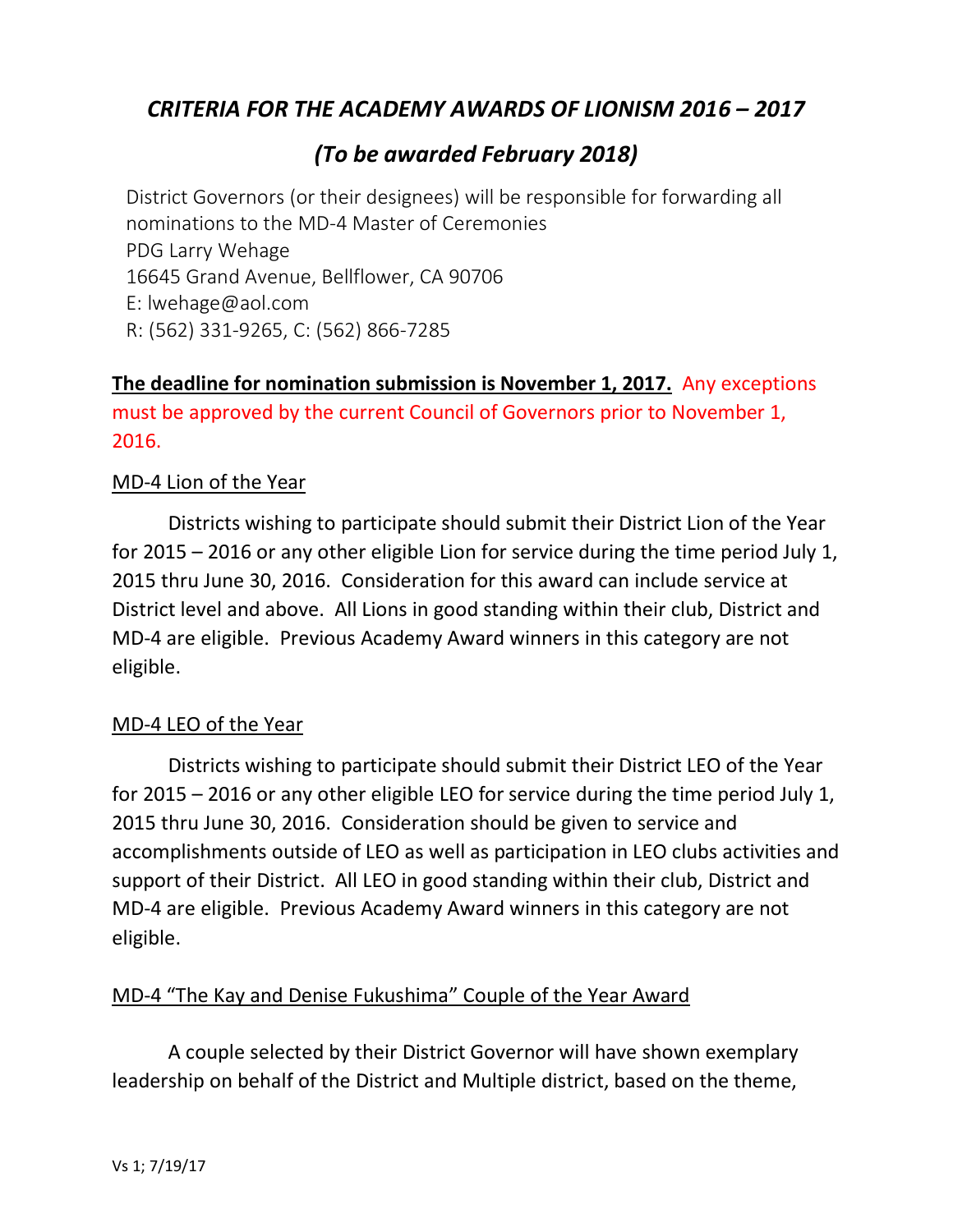# *CRITERIA FOR THE ACADEMY AWARDS OF LIONISM 2016 – 2017*

## *(To be awarded February 2018)*

District Governors (or their designees) will be responsible for forwarding all nominations to the MD-4 Master of Ceremonies
PDG Larry Wehage
16645 Grand Avenue, Bellflower, CA 90706
E: lwehage@aol.com
R: (562) 331-9265, C: (562) 866-7285

**The deadline for nomination submission is November 1, 2017.** Any exceptions must be approved by the current Council of Governors prior to November 1, 2016.

MD-4 Lion of the Year

Districts wishing to participate should submit their District Lion of the Year for 2015 – 2016 or any other eligible Lion for service during the time period July 1, 2015 thru June 30, 2016. Consideration for this award can include service at District level and above. All Lions in good standing within their club, District and MD-4 are eligible. Previous Academy Award winners in this category are not eligible.

MD-4 LEO of the Year

Districts wishing to participate should submit their District LEO of the Year for 2015 – 2016 or any other eligible LEO for service during the time period July 1, 2015 thru June 30, 2016. Consideration should be given to service and accomplishments outside of LEO as well as participation in LEO clubs activities and support of their District. All LEO in good standing within their club, District and MD-4 are eligible. Previous Academy Award winners in this category are not eligible.

MD-4 "The Kay and Denise Fukushima" Couple of the Year Award

A couple selected by their District Governor will have shown exemplary leadership on behalf of the District and Multiple district, based on the theme,

Vs 1; 7/19/17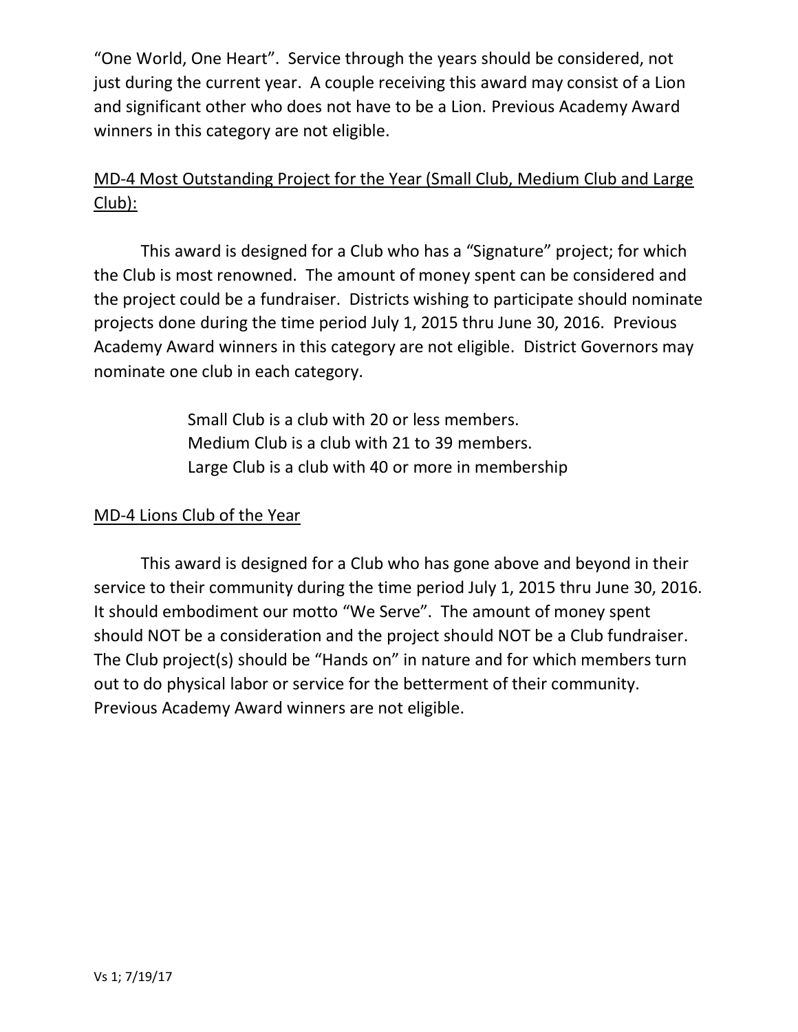"One World, One Heart". Service through the years should be considered, not just during the current year. A couple receiving this award may consist of a Lion and significant other who does not have to be a Lion. Previous Academy Award winners in this category are not eligible.

<u>MD-4 Most Outstanding Project for the Year (Small Club, Medium Club and Large Club):</u>

This award is designed for a Club who has a "Signature" project; for which the Club is most renowned. The amount of money spent can be considered and the project could be a fundraiser. Districts wishing to participate should nominate projects done during the time period July 1, 2015 thru June 30, 2016. Previous Academy Award winners in this category are not eligible. District Governors may nominate one club in each category.

Small Club is a club with 20 or less members.
Medium Club is a club with 21 to 39 members.
Large Club is a club with 40 or more in membership

<u>MD-4 Lions Club of the Year</u>

This award is designed for a Club who has gone above and beyond in their service to their community during the time period July 1, 2015 thru June 30, 2016. It should embodiment our motto "We Serve". The amount of money spent should NOT be a consideration and the project should NOT be a Club fundraiser. The Club project(s) should be "Hands on" in nature and for which members turn out to do physical labor or service for the betterment of their community. Previous Academy Award winners are not eligible.

Vs 1; 7/19/17